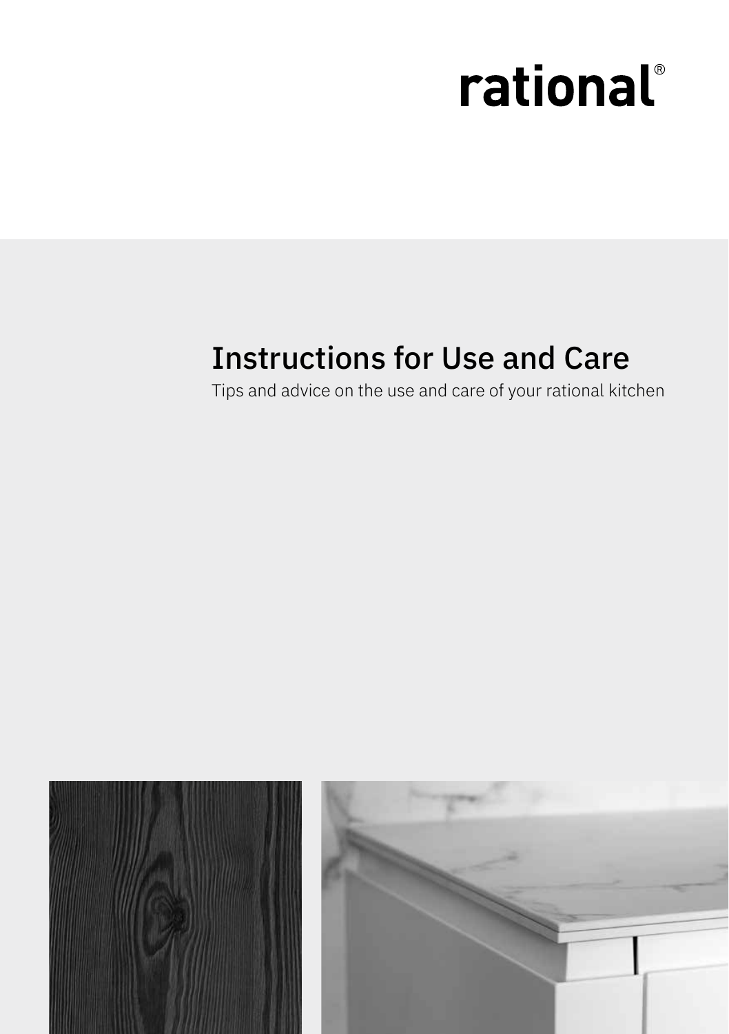rational®

# Instructions for Use and Care

Tips and advice on the use and care of your rational kitchen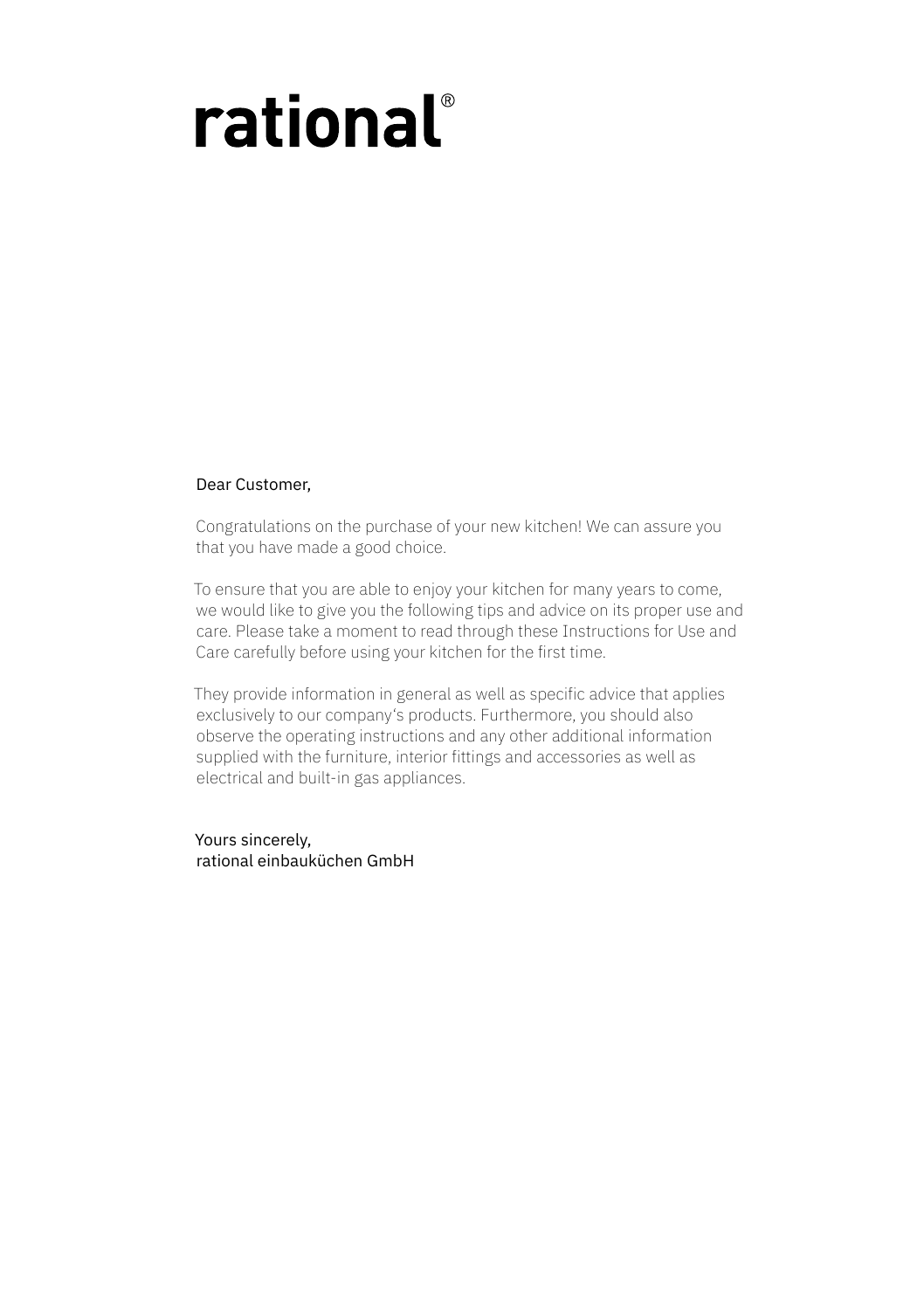# rational®

Dear Customer,

Congratulations on the purchase of your new kitchen! We can assure you that you have made a good choice.

To ensure that you are able to enjoy your kitchen for many years to come, we would like to give you the following tips and advice on its proper use and care. Please take a moment to read through these Instructions for Use and Care carefully before using your kitchen for the first time.

They provide information in general as well as specific advice that applies exclusively to our company's products. Furthermore, you should also observe the operating instructions and any other additional information supplied with the furniture, interior fittings and accessories as well as electrical and built-in gas appliances.

Yours sincerely,
rational einbauküchen GmbH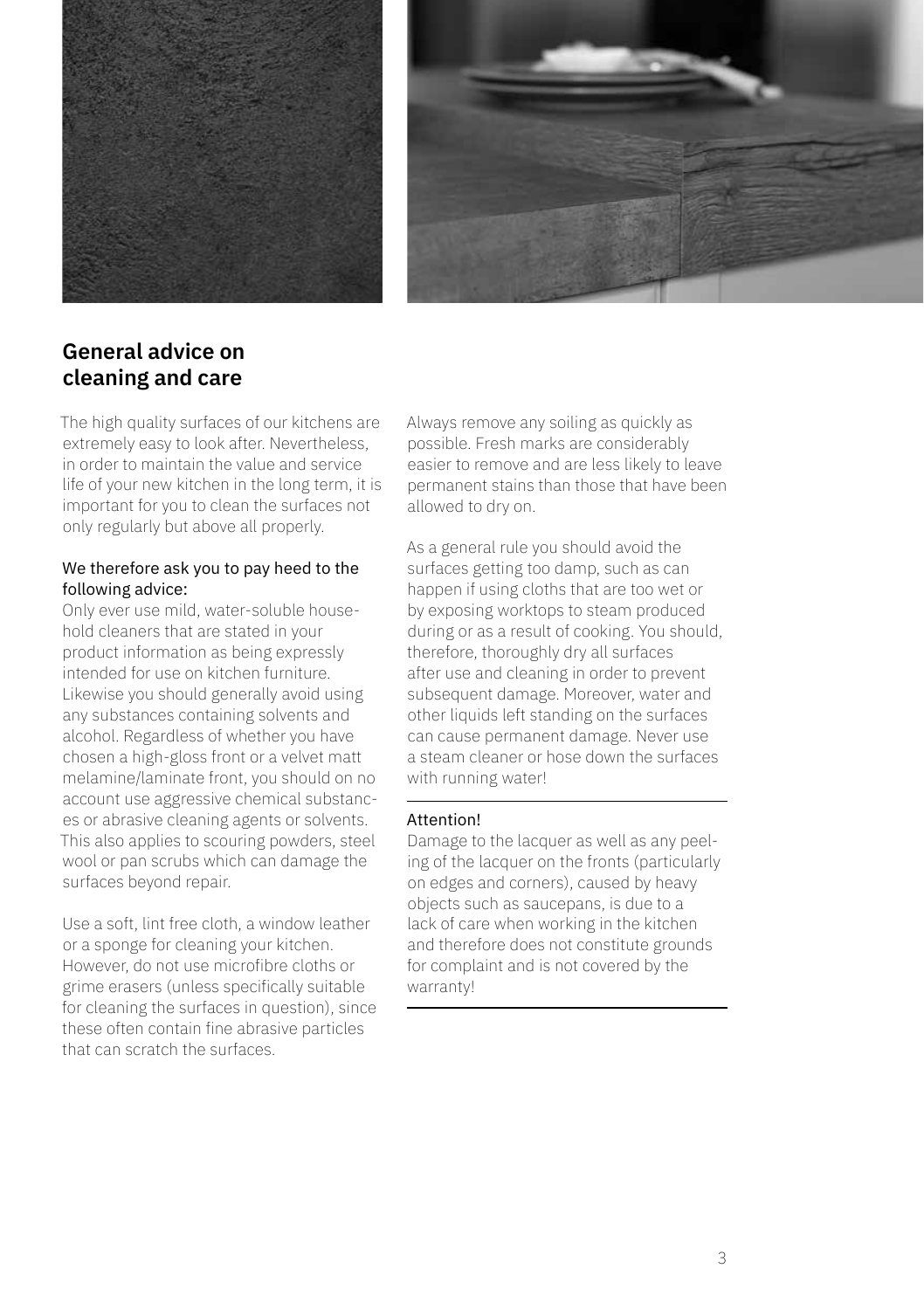## General advice on cleaning and care

The high quality surfaces of our kitchens are extremely easy to look after. Nevertheless, in order to maintain the value and service life of your new kitchen in the long term, it is important for you to clean the surfaces not only regularly but above all properly.

We therefore ask you to pay heed to the following advice:
Only ever use mild, water-soluble household cleaners that are stated in your product information as being expressly intended for use on kitchen furniture. Likewise you should generally avoid using any substances containing solvents and alcohol. Regardless of whether you have chosen a high-gloss front or a velvet matt melamine/laminate front, you should on no account use aggressive chemical substances or abrasive cleaning agents or solvents. This also applies to scouring powders, steel wool or pan scrubs which can damage the surfaces beyond repair.

Use a soft, lint free cloth, a window leather or a sponge for cleaning your kitchen. However, do not use microfibre cloths or grime erasers (unless specifically suitable for cleaning the surfaces in question), since these often contain fine abrasive particles that can scratch the surfaces.

Always remove any soiling as quickly as possible. Fresh marks are considerably easier to remove and are less likely to leave permanent stains than those that have been allowed to dry on.

As a general rule you should avoid the surfaces getting too damp, such as can happen if using cloths that are too wet or by exposing worktops to steam produced during or as a result of cooking. You should, therefore, thoroughly dry all surfaces after use and cleaning in order to prevent subsequent damage. Moreover, water and other liquids left standing on the surfaces can cause permanent damage. Never use a steam cleaner or hose down the surfaces with running water!

---

Attention!
Damage to the lacquer as well as any peeling of the lacquer on the fronts (particularly on edges and corners), caused by heavy objects such as saucepans, is due to a lack of care when working in the kitchen and therefore does not constitute grounds for complaint and is not covered by the warranty!

---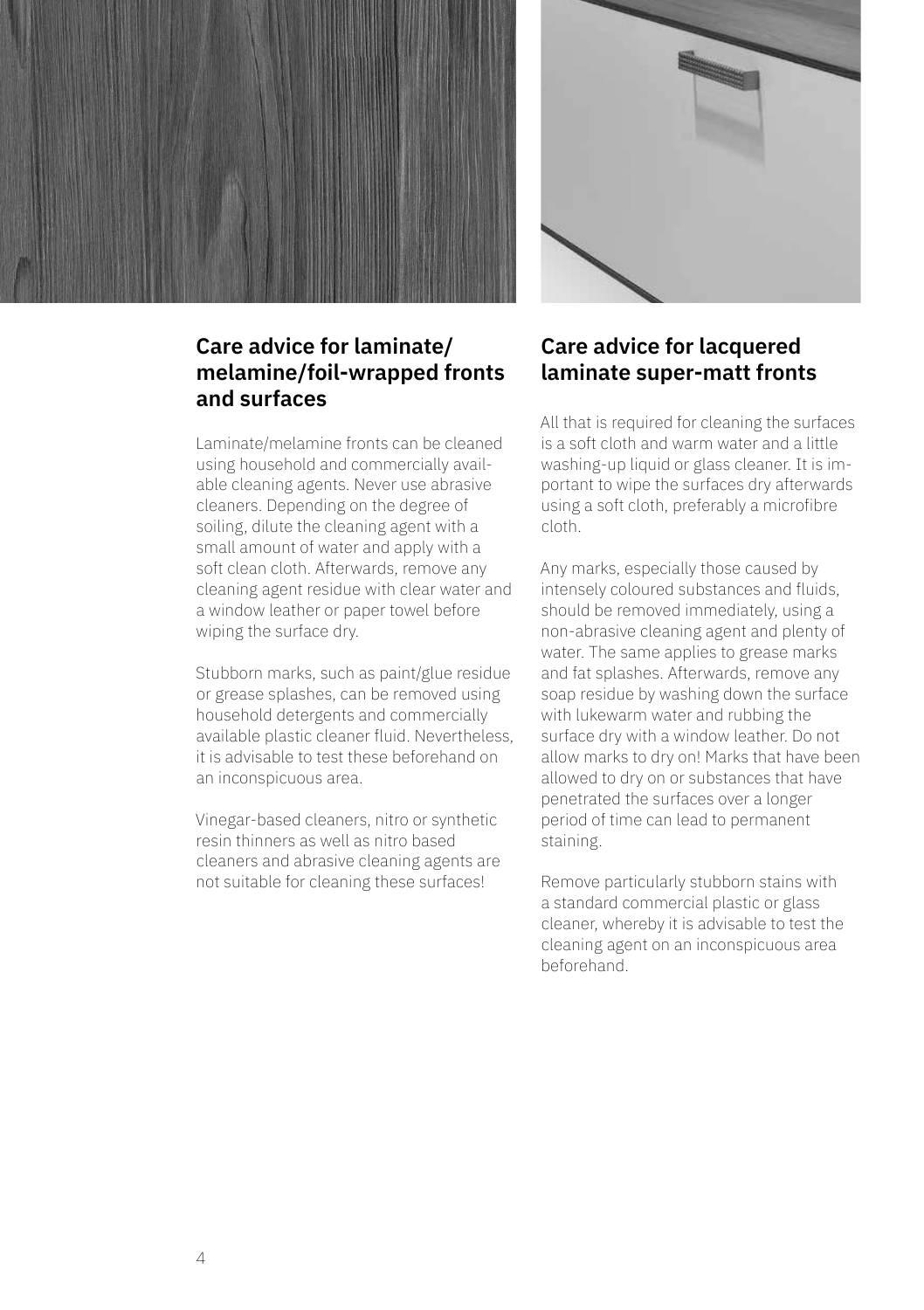## Care advice for laminate/ melamine/foil-wrapped fronts and surfaces

Laminate/melamine fronts can be cleaned using household and commercially available cleaning agents. Never use abrasive cleaners. Depending on the degree of soiling, dilute the cleaning agent with a small amount of water and apply with a soft clean cloth. Afterwards, remove any cleaning agent residue with clear water and a window leather or paper towel before wiping the surface dry.

Stubborn marks, such as paint/glue residue or grease splashes, can be removed using household detergents and commercially available plastic cleaner fluid. Nevertheless, it is advisable to test these beforehand on an inconspicuous area.

Vinegar-based cleaners, nitro or synthetic resin thinners as well as nitro based cleaners and abrasive cleaning agents are not suitable for cleaning these surfaces!

## Care advice for lacquered laminate super-matt fronts

All that is required for cleaning the surfaces is a soft cloth and warm water and a little washing-up liquid or glass cleaner. It is important to wipe the surfaces dry afterwards using a soft cloth, preferably a microfibre cloth.

Any marks, especially those caused by intensely coloured substances and fluids, should be removed immediately, using a non-abrasive cleaning agent and plenty of water. The same applies to grease marks and fat splashes. Afterwards, remove any soap residue by washing down the surface with lukewarm water and rubbing the surface dry with a window leather. Do not allow marks to dry on! Marks that have been allowed to dry on or substances that have penetrated the surfaces over a longer period of time can lead to permanent staining.

Remove particularly stubborn stains with a standard commercial plastic or glass cleaner, whereby it is advisable to test the cleaning agent on an inconspicuous area beforehand.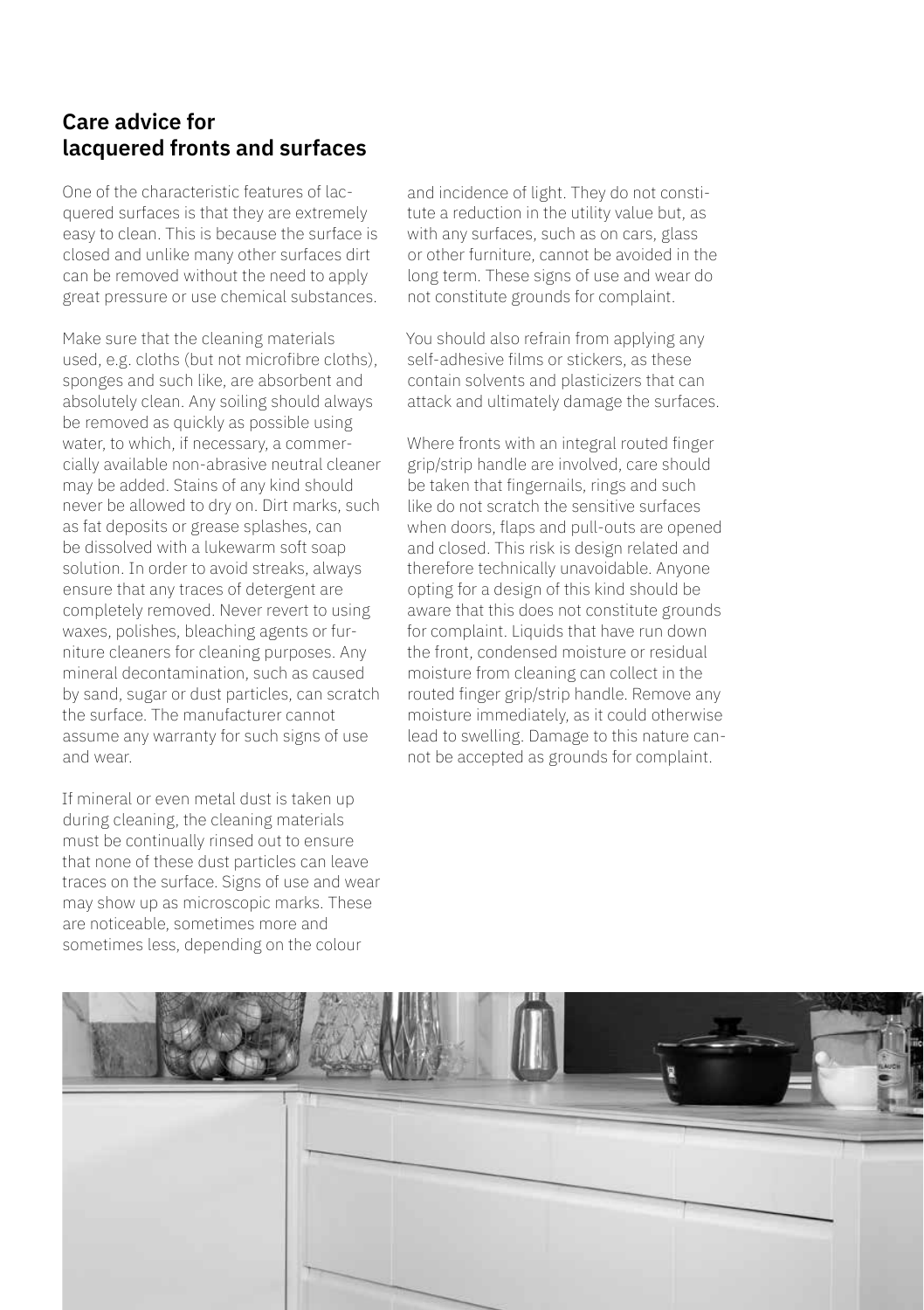## Care advice for lacquered fronts and surfaces

One of the characteristic features of lacquered surfaces is that they are extremely easy to clean. This is because the surface is closed and unlike many other surfaces dirt can be removed without the need to apply great pressure or use chemical substances.

Make sure that the cleaning materials used, e.g. cloths (but not microfibre cloths), sponges and such like, are absorbent and absolutely clean. Any soiling should always be removed as quickly as possible using water, to which, if necessary, a commercially available non-abrasive neutral cleaner may be added. Stains of any kind should never be allowed to dry on. Dirt marks, such as fat deposits or grease splashes, can be dissolved with a lukewarm soft soap solution. In order to avoid streaks, always ensure that any traces of detergent are completely removed. Never revert to using waxes, polishes, bleaching agents or furniture cleaners for cleaning purposes. Any mineral decontamination, such as caused by sand, sugar or dust particles, can scratch the surface. The manufacturer cannot assume any warranty for such signs of use and wear.

If mineral or even metal dust is taken up during cleaning, the cleaning materials must be continually rinsed out to ensure that none of these dust particles can leave traces on the surface. Signs of use and wear may show up as microscopic marks. These are noticeable, sometimes more and sometimes less, depending on the colour and incidence of light. They do not constitute a reduction in the utility value but, as with any surfaces, such as on cars, glass or other furniture, cannot be avoided in the long term. These signs of use and wear do not constitute grounds for complaint.

You should also refrain from applying any self-adhesive films or stickers, as these contain solvents and plasticizers that can attack and ultimately damage the surfaces.

Where fronts with an integral routed finger grip/strip handle are involved, care should be taken that fingernails, rings and such like do not scratch the sensitive surfaces when doors, flaps and pull-outs are opened and closed. This risk is design related and therefore technically unavoidable. Anyone opting for a design of this kind should be aware that this does not constitute grounds for complaint. Liquids that have run down the front, condensed moisture or residual moisture from cleaning can collect in the routed finger grip/strip handle. Remove any moisture immediately, as it could otherwise lead to swelling. Damage to this nature cannot be accepted as grounds for complaint.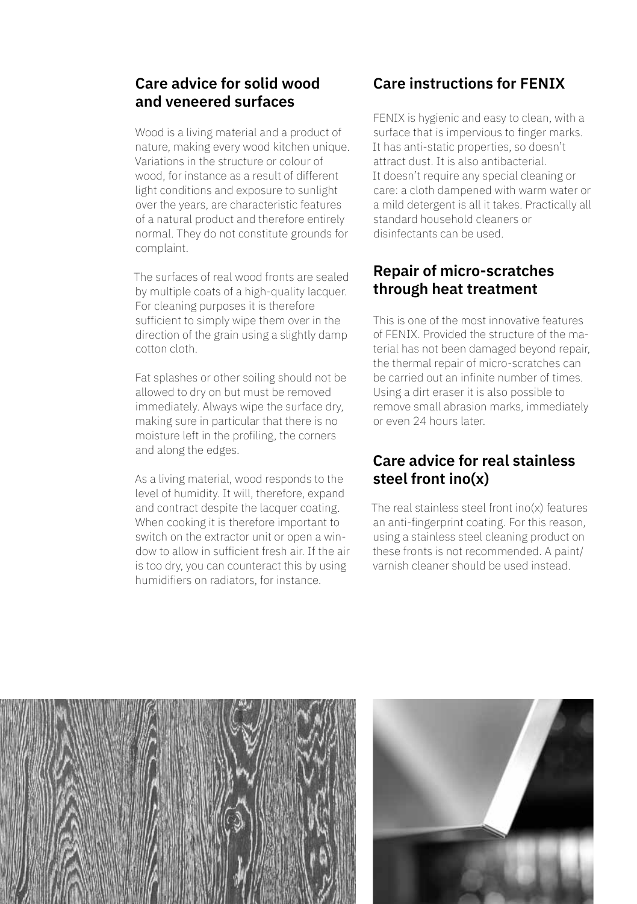## Care advice for solid wood and veneered surfaces

Wood is a living material and a product of nature, making every wood kitchen unique. Variations in the structure or colour of wood, for instance as a result of different light conditions and exposure to sunlight over the years, are characteristic features of a natural product and therefore entirely normal. They do not constitute grounds for complaint.

The surfaces of real wood fronts are sealed by multiple coats of a high-quality lacquer. For cleaning purposes it is therefore sufficient to simply wipe them over in the direction of the grain using a slightly damp cotton cloth.

Fat splashes or other soiling should not be allowed to dry on but must be removed immediately. Always wipe the surface dry, making sure in particular that there is no moisture left in the profiling, the corners and along the edges.

As a living material, wood responds to the level of humidity. It will, therefore, expand and contract despite the lacquer coating. When cooking it is therefore important to switch on the extractor unit or open a window to allow in sufficient fresh air. If the air is too dry, you can counteract this by using humidifiers on radiators, for instance.

## Care instructions for FENIX

FENIX is hygienic and easy to clean, with a surface that is impervious to finger marks. It has anti-static properties, so doesn't attract dust. It is also antibacterial. It doesn't require any special cleaning or care: a cloth dampened with warm water or a mild detergent is all it takes. Practically all standard household cleaners or disinfectants can be used.

## Repair of micro-scratches through heat treatment

This is one of the most innovative features of FENIX. Provided the structure of the material has not been damaged beyond repair, the thermal repair of micro-scratches can be carried out an infinite number of times. Using a dirt eraser it is also possible to remove small abrasion marks, immediately or even 24 hours later.

## Care advice for real stainless steel front ino(x)

The real stainless steel front ino(x) features an anti-fingerprint coating. For this reason, using a stainless steel cleaning product on these fronts is not recommended. A paint/varnish cleaner should be used instead.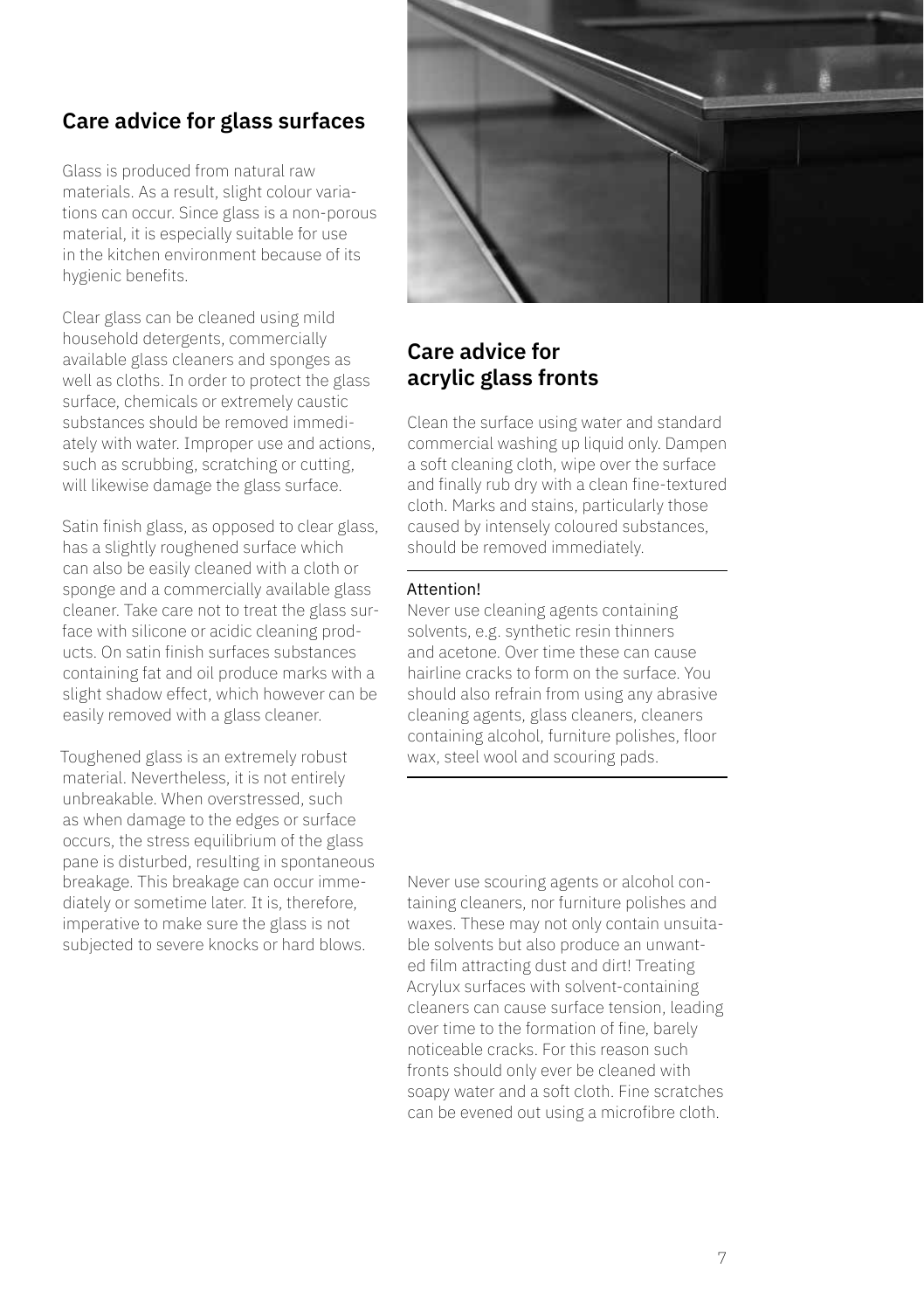## Care advice for glass surfaces

Glass is produced from natural raw materials. As a result, slight colour variations can occur. Since glass is a non-porous material, it is especially suitable for use in the kitchen environment because of its hygienic benefits.

Clear glass can be cleaned using mild household detergents, commercially available glass cleaners and sponges as well as cloths. In order to protect the glass surface, chemicals or extremely caustic substances should be removed immediately with water. Improper use and actions, such as scrubbing, scratching or cutting, will likewise damage the glass surface.

Satin finish glass, as opposed to clear glass, has a slightly roughened surface which can also be easily cleaned with a cloth or sponge and a commercially available glass cleaner. Take care not to treat the glass surface with silicone or acidic cleaning products. On satin finish surfaces substances containing fat and oil produce marks with a slight shadow effect, which however can be easily removed with a glass cleaner.

Toughened glass is an extremely robust material. Nevertheless, it is not entirely unbreakable. When overstressed, such as when damage to the edges or surface occurs, the stress equilibrium of the glass pane is disturbed, resulting in spontaneous breakage. This breakage can occur immediately or sometime later. It is, therefore, imperative to make sure the glass is not subjected to severe knocks or hard blows.

## Care advice for acrylic glass fronts

Clean the surface using water and standard commercial washing up liquid only. Dampen a soft cleaning cloth, wipe over the surface and finally rub dry with a clean fine-textured cloth. Marks and stains, particularly those caused by intensely coloured substances, should be removed immediately.

---

Attention!
Never use cleaning agents containing solvents, e.g. synthetic resin thinners and acetone. Over time these can cause hairline cracks to form on the surface. You should also refrain from using any abrasive cleaning agents, glass cleaners, cleaners containing alcohol, furniture polishes, floor wax, steel wool and scouring pads.

---

Never use scouring agents or alcohol containing cleaners, nor furniture polishes and waxes. These may not only contain unsuitable solvents but also produce an unwanted film attracting dust and dirt! Treating Acrylux surfaces with solvent-containing cleaners can cause surface tension, leading over time to the formation of fine, barely noticeable cracks. For this reason such fronts should only ever be cleaned with soapy water and a soft cloth. Fine scratches can be evened out using a microfibre cloth.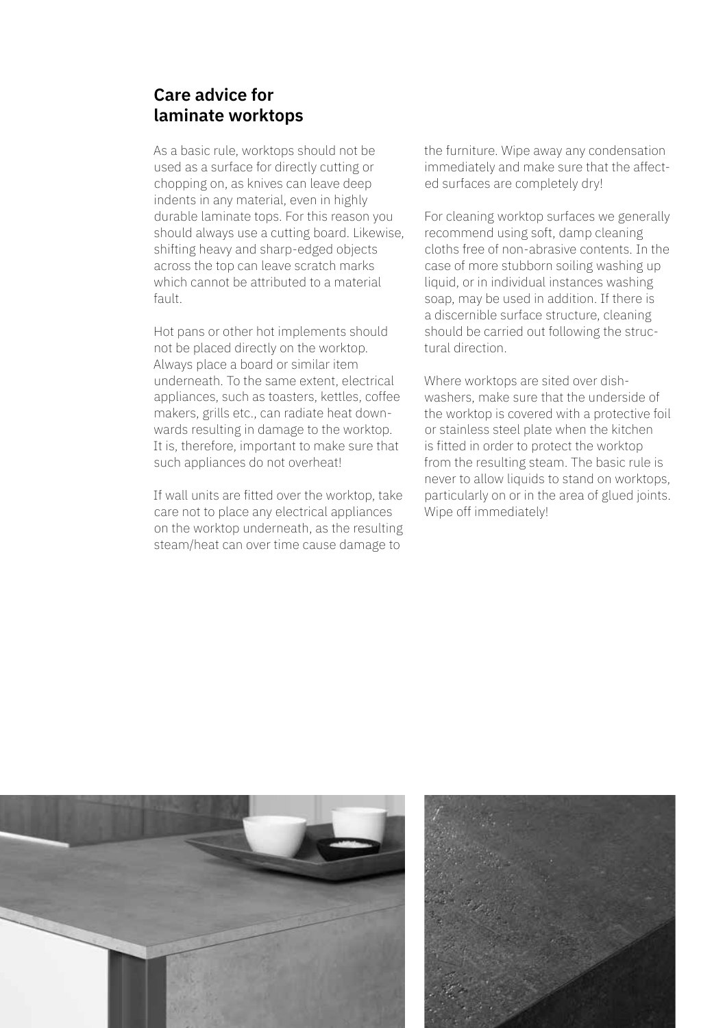## Care advice for laminate worktops

As a basic rule, worktops should not be used as a surface for directly cutting or chopping on, as knives can leave deep indents in any material, even in highly durable laminate tops. For this reason you should always use a cutting board. Likewise, shifting heavy and sharp-edged objects across the top can leave scratch marks which cannot be attributed to a material fault.

Hot pans or other hot implements should not be placed directly on the worktop. Always place a board or similar item underneath. To the same extent, electrical appliances, such as toasters, kettles, coffee makers, grills etc., can radiate heat downwards resulting in damage to the worktop. It is, therefore, important to make sure that such appliances do not overheat!

If wall units are fitted over the worktop, take care not to place any electrical appliances on the worktop underneath, as the resulting steam/heat can over time cause damage to the furniture. Wipe away any condensation immediately and make sure that the affected surfaces are completely dry!

For cleaning worktop surfaces we generally recommend using soft, damp cleaning cloths free of non-abrasive contents. In the case of more stubborn soiling washing up liquid, or in individual instances washing soap, may be used in addition. If there is a discernible surface structure, cleaning should be carried out following the structural direction.

Where worktops are sited over dishwashers, make sure that the underside of the worktop is covered with a protective foil or stainless steel plate when the kitchen is fitted in order to protect the worktop from the resulting steam. The basic rule is never to allow liquids to stand on worktops, particularly on or in the area of glued joints. Wipe off immediately!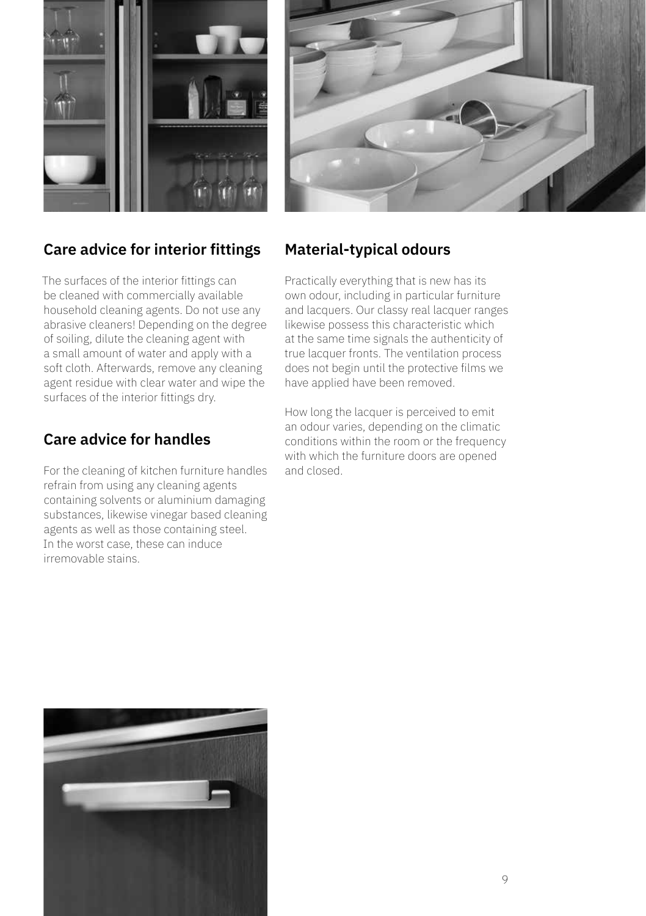## Care advice for interior fittings

The surfaces of the interior fittings can be cleaned with commercially available household cleaning agents. Do not use any abrasive cleaners! Depending on the degree of soiling, dilute the cleaning agent with a small amount of water and apply with a soft cloth. Afterwards, remove any cleaning agent residue with clear water and wipe the surfaces of the interior fittings dry.

## Care advice for handles

For the cleaning of kitchen furniture handles refrain from using any cleaning agents containing solvents or aluminium damaging substances, likewise vinegar based cleaning agents as well as those containing steel. In the worst case, these can induce irremovable stains.

## Material-typical odours

Practically everything that is new has its own odour, including in particular furniture and lacquers. Our classy real lacquer ranges likewise possess this characteristic which at the same time signals the authenticity of true lacquer fronts. The ventilation process does not begin until the protective films we have applied have been removed.

How long the lacquer is perceived to emit an odour varies, depending on the climatic conditions within the room or the frequency with which the furniture doors are opened and closed.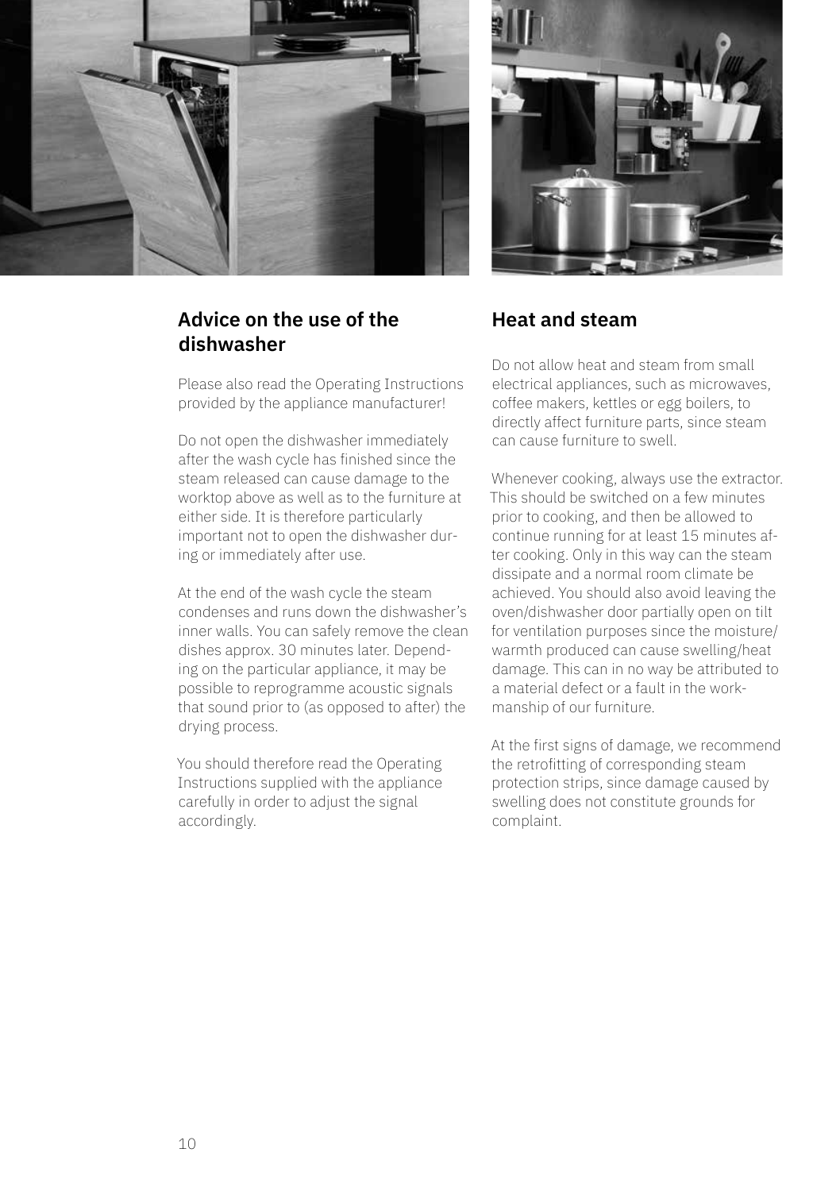## Advice on the use of the dishwasher

Please also read the Operating Instructions provided by the appliance manufacturer!

Do not open the dishwasher immediately after the wash cycle has finished since the steam released can cause damage to the worktop above as well as to the furniture at either side. It is therefore particularly important not to open the dishwasher during or immediately after use.

At the end of the wash cycle the steam condenses and runs down the dishwasher's inner walls. You can safely remove the clean dishes approx. 30 minutes later. Depending on the particular appliance, it may be possible to reprogramme acoustic signals that sound prior to (as opposed to after) the drying process.

You should therefore read the Operating Instructions supplied with the appliance carefully in order to adjust the signal accordingly.

## Heat and steam

Do not allow heat and steam from small electrical appliances, such as microwaves, coffee makers, kettles or egg boilers, to directly affect furniture parts, since steam can cause furniture to swell.

Whenever cooking, always use the extractor. This should be switched on a few minutes prior to cooking, and then be allowed to continue running for at least 15 minutes after cooking. Only in this way can the steam dissipate and a normal room climate be achieved. You should also avoid leaving the oven/dishwasher door partially open on tilt for ventilation purposes since the moisture/warmth produced can cause swelling/heat damage. This can in no way be attributed to a material defect or a fault in the workmanship of our furniture.

At the first signs of damage, we recommend the retrofitting of corresponding steam protection strips, since damage caused by swelling does not constitute grounds for complaint.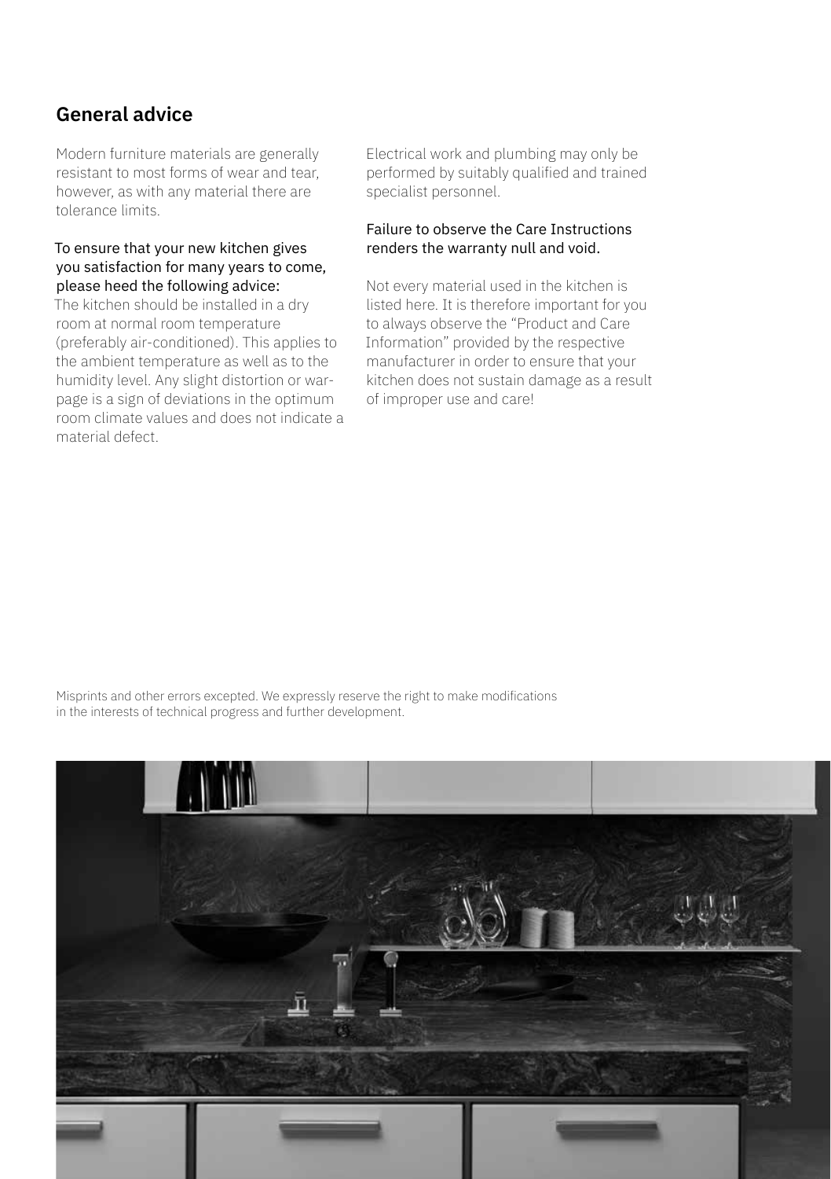## General advice

Modern furniture materials are generally resistant to most forms of wear and tear, however, as with any material there are tolerance limits.

To ensure that your new kitchen gives you satisfaction for many years to come, please heed the following advice:

The kitchen should be installed in a dry room at normal room temperature (preferably air-conditioned). This applies to the ambient temperature as well as to the humidity level. Any slight distortion or warpage is a sign of deviations in the optimum room climate values and does not indicate a material defect.

Electrical work and plumbing may only be performed by suitably qualified and trained specialist personnel.

Failure to observe the Care Instructions renders the warranty null and void.

Not every material used in the kitchen is listed here. It is therefore important for you to always observe the "Product and Care Information" provided by the respective manufacturer in order to ensure that your kitchen does not sustain damage as a result of improper use and care!

Misprints and other errors excepted. We expressly reserve the right to make modifications in the interests of technical progress and further development.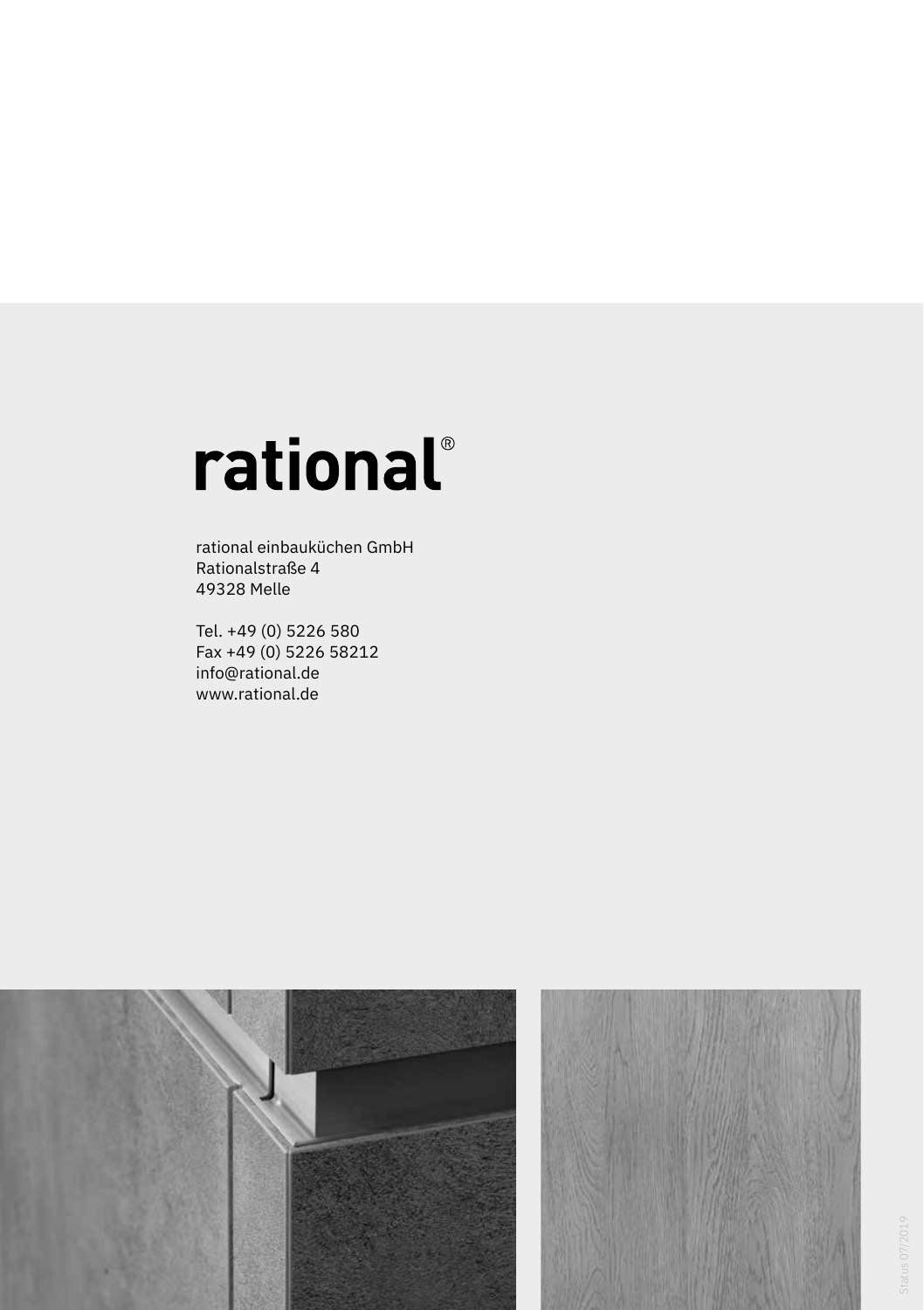rational®

rational einbauküchen GmbH
Rationalstraße 4
49328 Melle

Tel. +49 (0) 5226 580
Fax +49 (0) 5226 58212
info@rational.de
www.rational.de

Status 07/2019